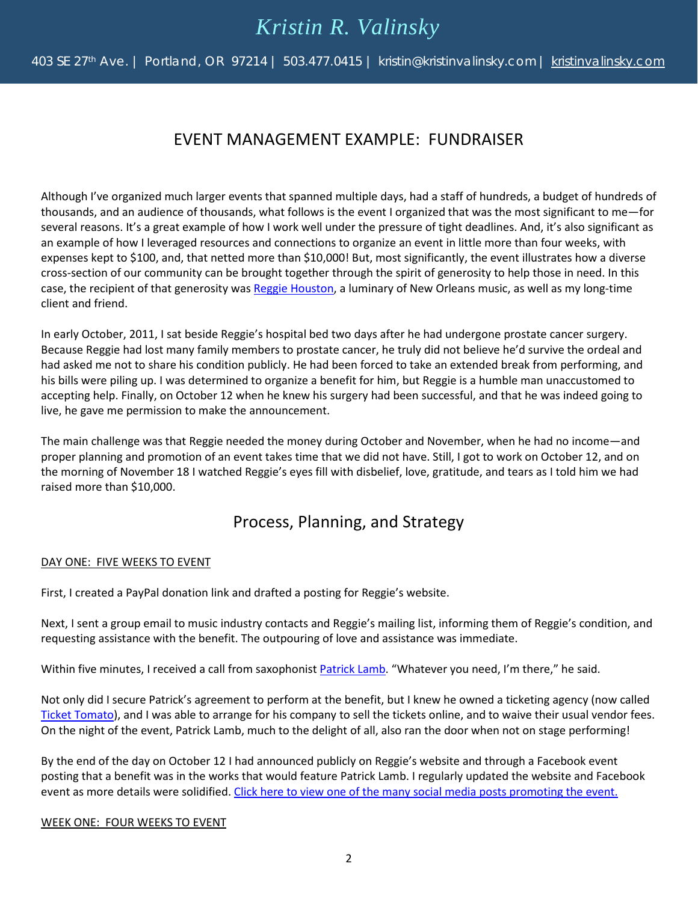# *Kristin R. Valinsky*

403 SE 27th Ave. | Portland, OR 97214 | 503.477.0415 | kristin@kristinvalinsky.com | [kristinvalinsky.com](kristinvalinsky.com)

## EVENT MANAGEMENT EXAMPLE: FUNDRAISER

Although I've organized much larger events that spanned multiple days, had a staff of hundreds, a budget of hundreds of thousands, and an audience of thousands, what follows is the event I organized that was the most significant to me—for several reasons. It's a great example of how I work well under the pressure of tight deadlines. And, it's also significant as an example of how I leveraged resources and connections to organize an event in little more than four weeks, with expenses kept to $100, and, that netted more than $10,000! But, most significantly, the event illustrates how a diverse cross-section of our community can be brought together through the spirit of generosity to help those in need. In this case, the recipient of that generosity was [Reggie Houston](), a luminary of New Orleans music, as well as my long-time client and friend.

In early October, 2011, I sat beside Reggie's hospital bed two days after he had undergone prostate cancer surgery. Because Reggie had lost many family members to prostate cancer, he truly did not believe he'd survive the ordeal and had asked me not to share his condition publicly. He had been forced to take an extended break from performing, and his bills were piling up. I was determined to organize a benefit for him, but Reggie is a humble man unaccustomed to accepting help. Finally, on October 12 when he knew his surgery had been successful, and that he was indeed going to live, he gave me permission to make the announcement.

The main challenge was that Reggie needed the money during October and November, when he had no income—and proper planning and promotion of an event takes time that we did not have. Still, I got to work on October 12, and on the morning of November 18 I watched Reggie's eyes fill with disbelief, love, gratitude, and tears as I told him we had raised more than $10,000.

## Process, Planning, and Strategy

DAY ONE: FIVE WEEKS TO EVENT

First, I created a PayPal donation link and drafted a posting for Reggie's website.

Next, I sent a group email to music industry contacts and Reggie's mailing list, informing them of Reggie's condition, and requesting assistance with the benefit. The outpouring of love and assistance was immediate.

Within five minutes, I received a call from saxophonist [Patrick Lamb](). "Whatever you need, I'm there," he said.

Not only did I secure Patrick's agreement to perform at the benefit, but I knew he owned a ticketing agency (now called [Ticket Tomato]()), and I was able to arrange for his company to sell the tickets online, and to waive their usual vendor fees. On the night of the event, Patrick Lamb, much to the delight of all, also ran the door when not on stage performing!

By the end of the day on October 12 I had announced publicly on Reggie's website and through a Facebook event posting that a benefit was in the works that would feature Patrick Lamb. I regularly updated the website and Facebook event as more details were solidified. [Click here to view one of the many social media posts promoting the event.]()

WEEK ONE: FOUR WEEKS TO EVENT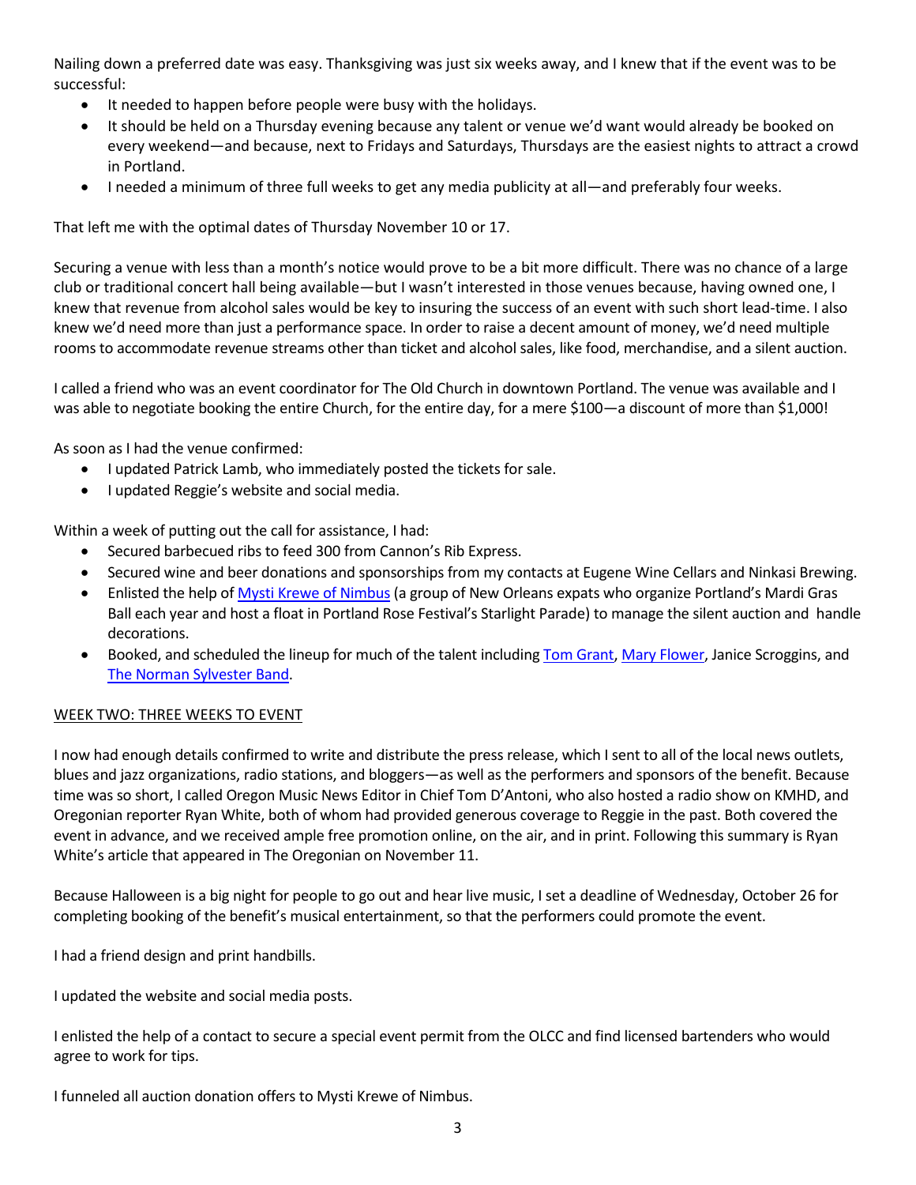Nailing down a preferred date was easy. Thanksgiving was just six weeks away, and I knew that if the event was to be successful:

- It needed to happen before people were busy with the holidays.
- It should be held on a Thursday evening because any talent or venue we'd want would already be booked on every weekend—and because, next to Fridays and Saturdays, Thursdays are the easiest nights to attract a crowd in Portland.
- I needed a minimum of three full weeks to get any media publicity at all—and preferably four weeks.

That left me with the optimal dates of Thursday November 10 or 17.

Securing a venue with less than a month's notice would prove to be a bit more difficult. There was no chance of a large club or traditional concert hall being available—but I wasn't interested in those venues because, having owned one, I knew that revenue from alcohol sales would be key to insuring the success of an event with such short lead-time. I also knew we'd need more than just a performance space. In order to raise a decent amount of money, we'd need multiple rooms to accommodate revenue streams other than ticket and alcohol sales, like food, merchandise, and a silent auction.

I called a friend who was an event coordinator for The Old Church in downtown Portland. The venue was available and I was able to negotiate booking the entire Church, for the entire day, for a mere $100—a discount of more than $1,000!

As soon as I had the venue confirmed:

- I updated Patrick Lamb, who immediately posted the tickets for sale.
- I updated Reggie's website and social media.

Within a week of putting out the call for assistance, I had:

- Secured barbecued ribs to feed 300 from Cannon's Rib Express.
- Secured wine and beer donations and sponsorships from my contacts at Eugene Wine Cellars and Ninkasi Brewing.
- Enlisted the help of Mysti Krewe of Nimbus (a group of New Orleans expats who organize Portland's Mardi Gras Ball each year and host a float in Portland Rose Festival's Starlight Parade) to manage the silent auction and handle decorations.
- Booked, and scheduled the lineup for much of the talent including Tom Grant, Mary Flower, Janice Scroggins, and The Norman Sylvester Band.

## WEEK TWO: THREE WEEKS TO EVENT

I now had enough details confirmed to write and distribute the press release, which I sent to all of the local news outlets, blues and jazz organizations, radio stations, and bloggers—as well as the performers and sponsors of the benefit. Because time was so short, I called Oregon Music News Editor in Chief Tom D'Antoni, who also hosted a radio show on KMHD, and Oregonian reporter Ryan White, both of whom had provided generous coverage to Reggie in the past. Both covered the event in advance, and we received ample free promotion online, on the air, and in print. Following this summary is Ryan White's article that appeared in The Oregonian on November 11.

Because Halloween is a big night for people to go out and hear live music, I set a deadline of Wednesday, October 26 for completing booking of the benefit's musical entertainment, so that the performers could promote the event.

I had a friend design and print handbills.

I updated the website and social media posts.

I enlisted the help of a contact to secure a special event permit from the OLCC and find licensed bartenders who would agree to work for tips.

I funneled all auction donation offers to Mysti Krewe of Nimbus.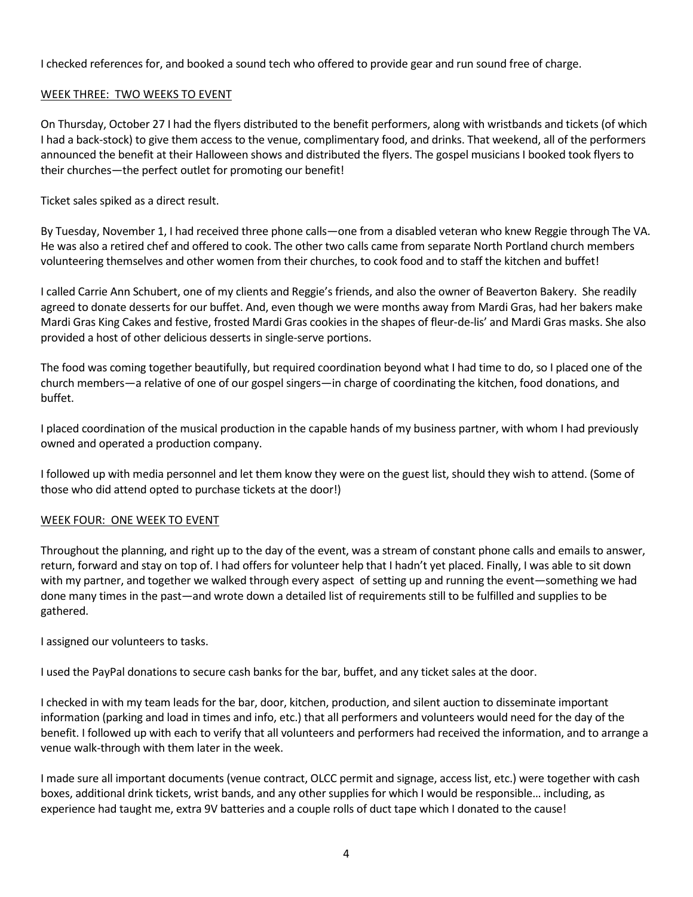I checked references for, and booked a sound tech who offered to provide gear and run sound free of charge.

<u>WEEK THREE: TWO WEEKS TO EVENT</u>

On Thursday, October 27 I had the flyers distributed to the benefit performers, along with wristbands and tickets (of which I had a back-stock) to give them access to the venue, complimentary food, and drinks. That weekend, all of the performers announced the benefit at their Halloween shows and distributed the flyers. The gospel musicians I booked took flyers to their churches—the perfect outlet for promoting our benefit!

Ticket sales spiked as a direct result.

By Tuesday, November 1, I had received three phone calls—one from a disabled veteran who knew Reggie through The VA. He was also a retired chef and offered to cook. The other two calls came from separate North Portland church members volunteering themselves and other women from their churches, to cook food and to staff the kitchen and buffet!

I called Carrie Ann Schubert, one of my clients and Reggie's friends, and also the owner of Beaverton Bakery. She readily agreed to donate desserts for our buffet. And, even though we were months away from Mardi Gras, had her bakers make Mardi Gras King Cakes and festive, frosted Mardi Gras cookies in the shapes of fleur-de-lis' and Mardi Gras masks. She also provided a host of other delicious desserts in single-serve portions.

The food was coming together beautifully, but required coordination beyond what I had time to do, so I placed one of the church members—a relative of one of our gospel singers—in charge of coordinating the kitchen, food donations, and buffet.

I placed coordination of the musical production in the capable hands of my business partner, with whom I had previously owned and operated a production company.

I followed up with media personnel and let them know they were on the guest list, should they wish to attend. (Some of those who did attend opted to purchase tickets at the door!)

<u>WEEK FOUR: ONE WEEK TO EVENT</u>

Throughout the planning, and right up to the day of the event, was a stream of constant phone calls and emails to answer, return, forward and stay on top of. I had offers for volunteer help that I hadn't yet placed. Finally, I was able to sit down with my partner, and together we walked through every aspect of setting up and running the event—something we had done many times in the past—and wrote down a detailed list of requirements still to be fulfilled and supplies to be gathered.

I assigned our volunteers to tasks.

I used the PayPal donations to secure cash banks for the bar, buffet, and any ticket sales at the door.

I checked in with my team leads for the bar, door, kitchen, production, and silent auction to disseminate important information (parking and load in times and info, etc.) that all performers and volunteers would need for the day of the benefit. I followed up with each to verify that all volunteers and performers had received the information, and to arrange a venue walk-through with them later in the week.

I made sure all important documents (venue contract, OLCC permit and signage, access list, etc.) were together with cash boxes, additional drink tickets, wrist bands, and any other supplies for which I would be responsible… including, as experience had taught me, extra 9V batteries and a couple rolls of duct tape which I donated to the cause!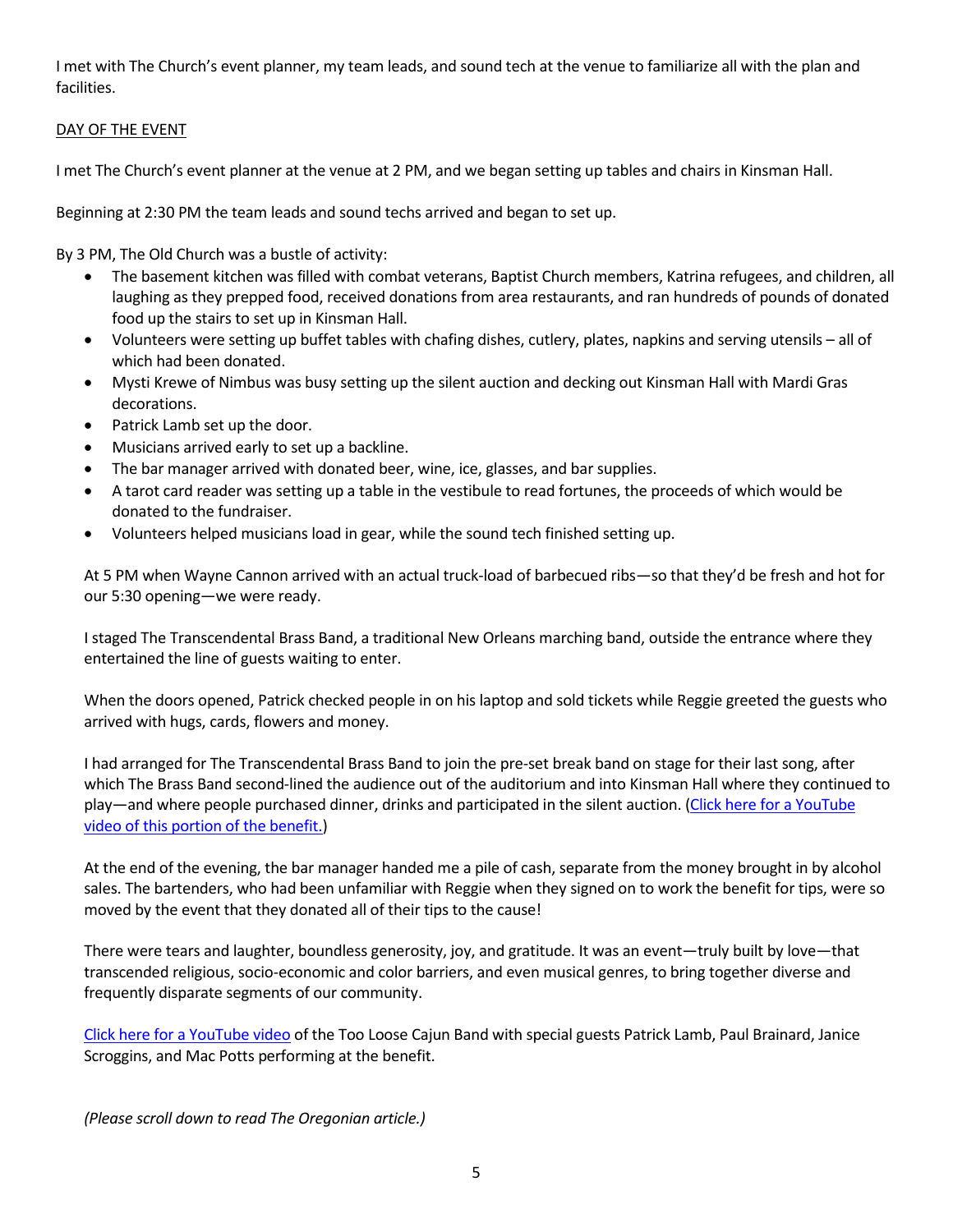I met with The Church's event planner, my team leads, and sound tech at the venue to familiarize all with the plan and facilities.

DAY OF THE EVENT

I met The Church's event planner at the venue at 2 PM, and we began setting up tables and chairs in Kinsman Hall.

Beginning at 2:30 PM the team leads and sound techs arrived and began to set up.

By 3 PM, The Old Church was a bustle of activity:

- The basement kitchen was filled with combat veterans, Baptist Church members, Katrina refugees, and children, all laughing as they prepped food, received donations from area restaurants, and ran hundreds of pounds of donated food up the stairs to set up in Kinsman Hall.
- Volunteers were setting up buffet tables with chafing dishes, cutlery, plates, napkins and serving utensils – all of which had been donated.
- Mysti Krewe of Nimbus was busy setting up the silent auction and decking out Kinsman Hall with Mardi Gras decorations.
- Patrick Lamb set up the door.
- Musicians arrived early to set up a backline.
- The bar manager arrived with donated beer, wine, ice, glasses, and bar supplies.
- A tarot card reader was setting up a table in the vestibule to read fortunes, the proceeds of which would be donated to the fundraiser.
- Volunteers helped musicians load in gear, while the sound tech finished setting up.

At 5 PM when Wayne Cannon arrived with an actual truck-load of barbecued ribs—so that they'd be fresh and hot for our 5:30 opening—we were ready.

I staged The Transcendental Brass Band, a traditional New Orleans marching band, outside the entrance where they entertained the line of guests waiting to enter.

When the doors opened, Patrick checked people in on his laptop and sold tickets while Reggie greeted the guests who arrived with hugs, cards, flowers and money.

I had arranged for The Transcendental Brass Band to join the pre-set break band on stage for their last song, after which The Brass Band second-lined the audience out of the auditorium and into Kinsman Hall where they continued to play—and where people purchased dinner, drinks and participated in the silent auction. (Click here for a YouTube video of this portion of the benefit.)

At the end of the evening, the bar manager handed me a pile of cash, separate from the money brought in by alcohol sales. The bartenders, who had been unfamiliar with Reggie when they signed on to work the benefit for tips, were so moved by the event that they donated all of their tips to the cause!

There were tears and laughter, boundless generosity, joy, and gratitude. It was an event—truly built by love—that transcended religious, socio-economic and color barriers, and even musical genres, to bring together diverse and frequently disparate segments of our community.

Click here for a YouTube video of the Too Loose Cajun Band with special guests Patrick Lamb, Paul Brainard, Janice Scroggins, and Mac Potts performing at the benefit.

*(Please scroll down to read The Oregonian article.)*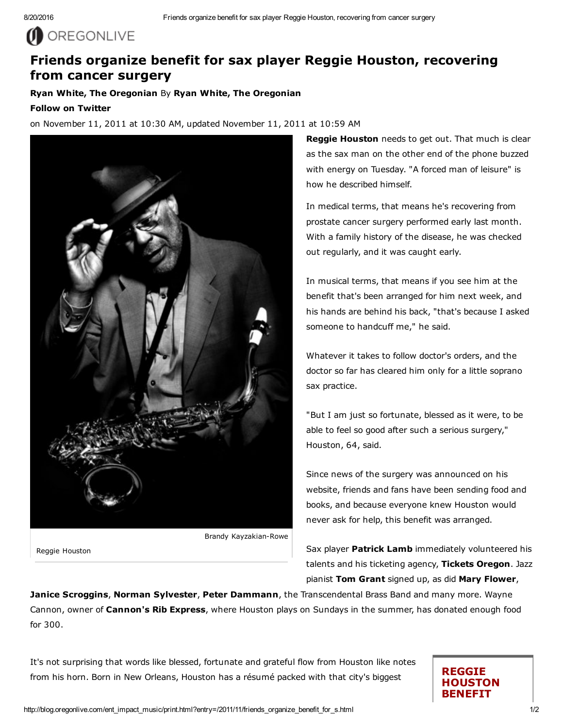# Friends organize benefit for sax player Reggie Houston, recovering from cancer surgery

**Ryan White, The Oregonian** By **Ryan White, The Oregonian**

**Follow on Twitter**

on November 11, 2011 at 10:30 AM, updated November 11, 2011 at 10:59 AM

Brandy Kayzakian-Rowe

Reggie Houston

**Reggie Houston** needs to get out. That much is clear as the sax man on the other end of the phone buzzed with energy on Tuesday. "A forced man of leisure" is how he described himself.

In medical terms, that means he's recovering from prostate cancer surgery performed early last month. With a family history of the disease, he was checked out regularly, and it was caught early.

In musical terms, that means if you see him at the benefit that's been arranged for him next week, and his hands are behind his back, "that's because I asked someone to handcuff me," he said.

Whatever it takes to follow doctor's orders, and the doctor so far has cleared him only for a little soprano sax practice.

"But I am just so fortunate, blessed as it were, to be able to feel so good after such a serious surgery," Houston, 64, said.

Since news of the surgery was announced on his website, friends and fans have been sending food and books, and because everyone knew Houston would never ask for help, this benefit was arranged.

Sax player **Patrick Lamb** immediately volunteered his talents and his ticketing agency, **Tickets Oregon**. Jazz pianist **Tom Grant** signed up, as did **Mary Flower**, **Janice Scroggins**, **Norman Sylvester**, **Peter Dammann**, the Transcendental Brass Band and many more. Wayne Cannon, owner of **Cannon's Rib Express**, where Houston plays on Sundays in the summer, has donated enough food for 300.

It's not surprising that words like blessed, fortunate and grateful flow from Houston like notes from his horn. Born in New Orleans, Houston has a résumé packed with that city's biggest

**REGGIE HOUSTON BENEFIT**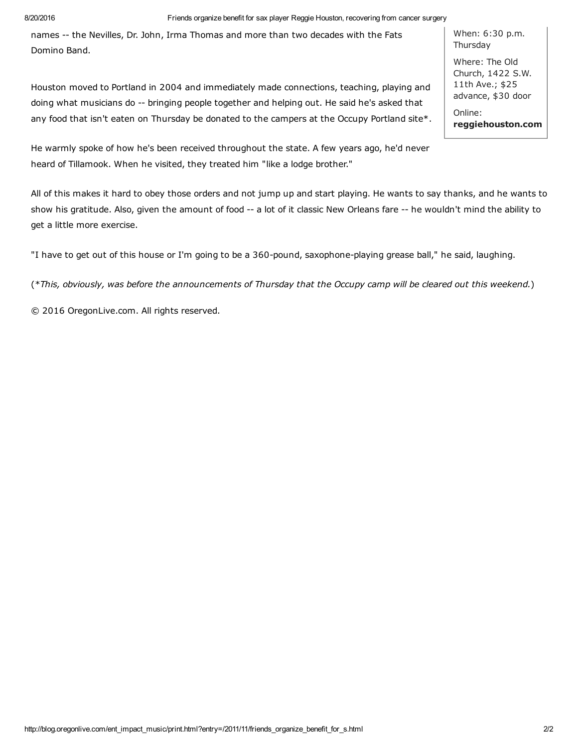names -- the Nevilles, Dr. John, Irma Thomas and more than two decades with the Fats Domino Band.

When: 6:30 p.m. Thursday

Where: The Old Church, 1422 S.W. 11th Ave.; $25 advance, $30 door

Online: **reggiehouston.com**

Houston moved to Portland in 2004 and immediately made connections, teaching, playing and doing what musicians do -- bringing people together and helping out. He said he's asked that any food that isn't eaten on Thursday be donated to the campers at the Occupy Portland site*.

He warmly spoke of how he's been received throughout the state. A few years ago, he'd never heard of Tillamook. When he visited, they treated him "like a lodge brother."

All of this makes it hard to obey those orders and not jump up and start playing. He wants to say thanks, and he wants to show his gratitude. Also, given the amount of food -- a lot of it classic New Orleans fare -- he wouldn't mind the ability to get a little more exercise.

"I have to get out of this house or I'm going to be a 360-pound, saxophone-playing grease ball," he said, laughing.

(**This, obviously, was before the announcements of Thursday that the Occupy camp will be cleared out this weekend.*)

© 2016 OregonLive.com. All rights reserved.